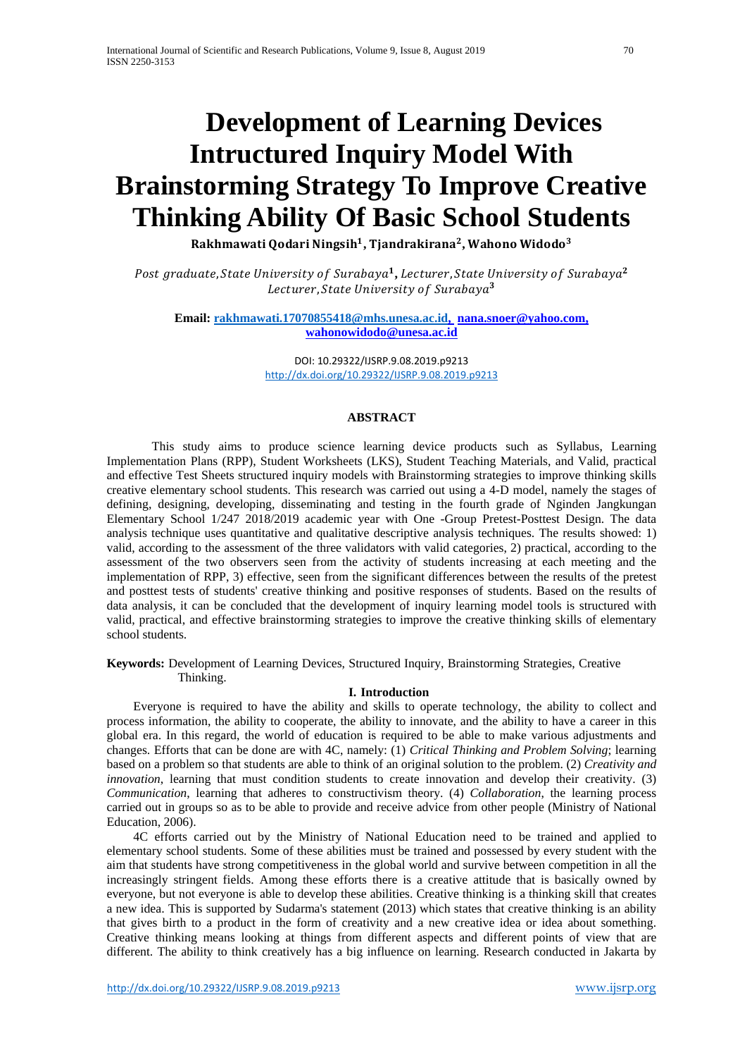# Development of Learning Devices Intructured Inquiry Model With Brainstorming Strategy To Improve Creative Thinking Ability Of Basic School Students

**Rakhmawati Qodari Ningsih[1], Tjandrakirana[2], Wahono Widodo[3]**

*Post graduate, State University of Surabaya*[1], *Lecturer, State University of Surabaya*[2]
*Lecturer, State University of Surabaya*[3]

**Email: rakhmawati.17070855418@mhs.unesa.ac.id, nana.snoer@yahoo.com, wahonowidodo@unesa.ac.id**

DOI: 10.29322/IJSRP.9.08.2019.p9213
http://dx.doi.org/10.29322/IJSRP.9.08.2019.p9213

## ABSTRACT

This study aims to produce science learning device products such as Syllabus, Learning Implementation Plans (RPP), Student Worksheets (LKS), Student Teaching Materials, and Valid, practical and effective Test Sheets structured inquiry models with Brainstorming strategies to improve thinking skills creative elementary school students. This research was carried out using a 4-D model, namely the stages of defining, designing, developing, disseminating and testing in the fourth grade of Nginden Jangkungan Elementary School 1/247 2018/2019 academic year with One -Group Pretest-Posttest Design. The data analysis technique uses quantitative and qualitative descriptive analysis techniques. The results showed: 1) valid, according to the assessment of the three validators with valid categories, 2) practical, according to the assessment of the two observers seen from the activity of students increasing at each meeting and the implementation of RPP, 3) effective, seen from the significant differences between the results of the pretest and posttest tests of students' creative thinking and positive responses of students. Based on the results of data analysis, it can be concluded that the development of inquiry learning model tools is structured with valid, practical, and effective brainstorming strategies to improve the creative thinking skills of elementary school students.

**Keywords:** Development of Learning Devices, Structured Inquiry, Brainstorming Strategies, Creative Thinking.

## I. Introduction

Everyone is required to have the ability and skills to operate technology, the ability to collect and process information, the ability to cooperate, the ability to innovate, and the ability to have a career in this global era. In this regard, the world of education is required to be able to make various adjustments and changes. Efforts that can be done are with 4C, namely: (1) *Critical Thinking and Problem Solving*; learning based on a problem so that students are able to think of an original solution to the problem. (2) *Creativity and innovation*, learning that must condition students to create innovation and develop their creativity. (3) *Communication*, learning that adheres to constructivism theory. (4) *Collaboration*, the learning process carried out in groups so as to be able to provide and receive advice from other people (Ministry of National Education, 2006).

4C efforts carried out by the Ministry of National Education need to be trained and applied to elementary school students. Some of these abilities must be trained and possessed by every student with the aim that students have strong competitiveness in the global world and survive between competition in all the increasingly stringent fields. Among these efforts there is a creative attitude that is basically owned by everyone, but not everyone is able to develop these abilities. Creative thinking is a thinking skill that creates a new idea. This is supported by Sudarma's statement (2013) which states that creative thinking is an ability that gives birth to a product in the form of creativity and a new creative idea or idea about something. Creative thinking means looking at things from different aspects and different points of view that are different. The ability to think creatively has a big influence on learning. Research conducted in Jakarta by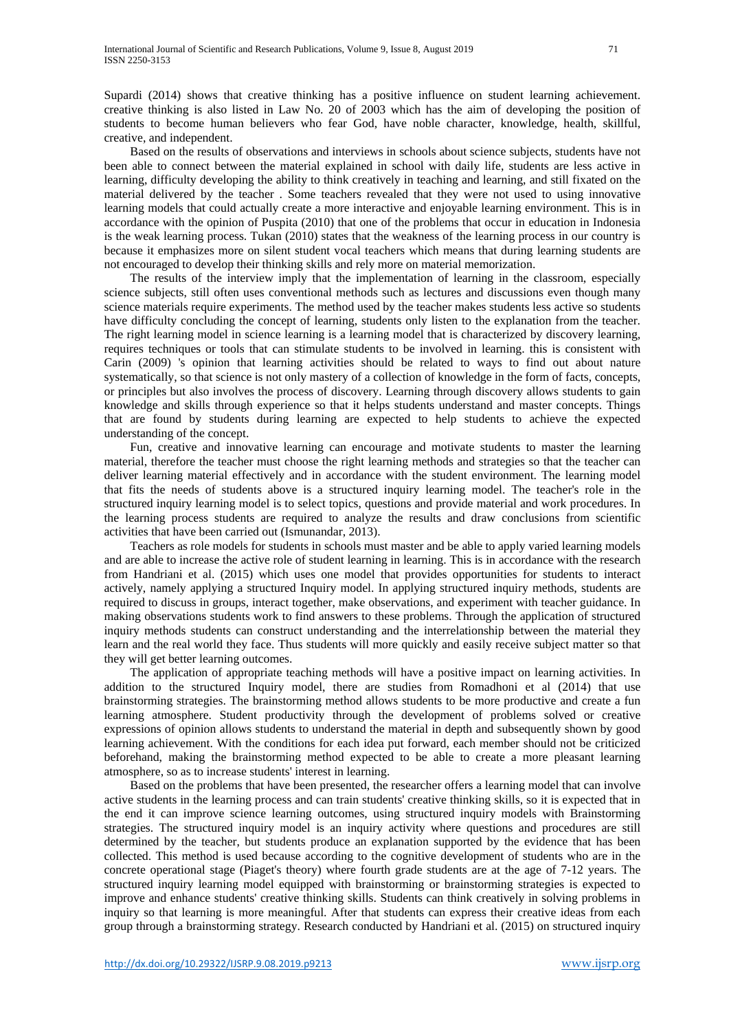Supardi (2014) shows that creative thinking has a positive influence on student learning achievement. creative thinking is also listed in Law No. 20 of 2003 which has the aim of developing the position of students to become human believers who fear God, have noble character, knowledge, health, skillful, creative, and independent.

Based on the results of observations and interviews in schools about science subjects, students have not been able to connect between the material explained in school with daily life, students are less active in learning, difficulty developing the ability to think creatively in teaching and learning, and still fixated on the material delivered by the teacher . Some teachers revealed that they were not used to using innovative learning models that could actually create a more interactive and enjoyable learning environment. This is in accordance with the opinion of Puspita (2010) that one of the problems that occur in education in Indonesia is the weak learning process. Tukan (2010) states that the weakness of the learning process in our country is because it emphasizes more on silent student vocal teachers which means that during learning students are not encouraged to develop their thinking skills and rely more on material memorization.

The results of the interview imply that the implementation of learning in the classroom, especially science subjects, still often uses conventional methods such as lectures and discussions even though many science materials require experiments. The method used by the teacher makes students less active so students have difficulty concluding the concept of learning, students only listen to the explanation from the teacher. The right learning model in science learning is a learning model that is characterized by discovery learning, requires techniques or tools that can stimulate students to be involved in learning. this is consistent with Carin (2009) 's opinion that learning activities should be related to ways to find out about nature systematically, so that science is not only mastery of a collection of knowledge in the form of facts, concepts, or principles but also involves the process of discovery. Learning through discovery allows students to gain knowledge and skills through experience so that it helps students understand and master concepts. Things that are found by students during learning are expected to help students to achieve the expected understanding of the concept.

Fun, creative and innovative learning can encourage and motivate students to master the learning material, therefore the teacher must choose the right learning methods and strategies so that the teacher can deliver learning material effectively and in accordance with the student environment. The learning model that fits the needs of students above is a structured inquiry learning model. The teacher's role in the structured inquiry learning model is to select topics, questions and provide material and work procedures. In the learning process students are required to analyze the results and draw conclusions from scientific activities that have been carried out (Ismunandar, 2013).

Teachers as role models for students in schools must master and be able to apply varied learning models and are able to increase the active role of student learning in learning. This is in accordance with the research from Handriani et al. (2015) which uses one model that provides opportunities for students to interact actively, namely applying a structured Inquiry model. In applying structured inquiry methods, students are required to discuss in groups, interact together, make observations, and experiment with teacher guidance. In making observations students work to find answers to these problems. Through the application of structured inquiry methods students can construct understanding and the interrelationship between the material they learn and the real world they face. Thus students will more quickly and easily receive subject matter so that they will get better learning outcomes.

The application of appropriate teaching methods will have a positive impact on learning activities. In addition to the structured Inquiry model, there are studies from Romadhoni et al (2014) that use brainstorming strategies. The brainstorming method allows students to be more productive and create a fun learning atmosphere. Student productivity through the development of problems solved or creative expressions of opinion allows students to understand the material in depth and subsequently shown by good learning achievement. With the conditions for each idea put forward, each member should not be criticized beforehand, making the brainstorming method expected to be able to create a more pleasant learning atmosphere, so as to increase students' interest in learning.

Based on the problems that have been presented, the researcher offers a learning model that can involve active students in the learning process and can train students' creative thinking skills, so it is expected that in the end it can improve science learning outcomes, using structured inquiry models with Brainstorming strategies. The structured inquiry model is an inquiry activity where questions and procedures are still determined by the teacher, but students produce an explanation supported by the evidence that has been collected. This method is used because according to the cognitive development of students who are in the concrete operational stage (Piaget's theory) where fourth grade students are at the age of 7-12 years. The structured inquiry learning model equipped with brainstorming or brainstorming strategies is expected to improve and enhance students' creative thinking skills. Students can think creatively in solving problems in inquiry so that learning is more meaningful. After that students can express their creative ideas from each group through a brainstorming strategy. Research conducted by Handriani et al. (2015) on structured inquiry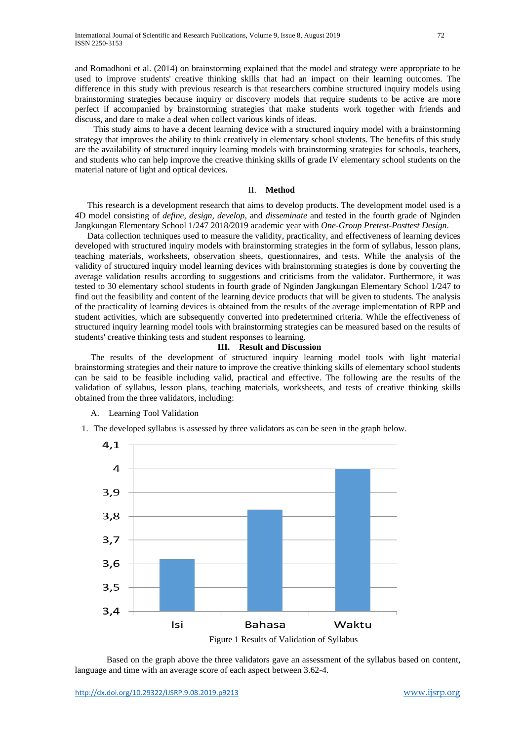and Romadhoni et al. (2014) on brainstorming explained that the model and strategy were appropriate to be used to improve students' creative thinking skills that had an impact on their learning outcomes. The difference in this study with previous research is that researchers combine structured inquiry models using brainstorming strategies because inquiry or discovery models that require students to be active are more perfect if accompanied by brainstorming strategies that make students work together with friends and discuss, and dare to make a deal when collect various kinds of ideas.

This study aims to have a decent learning device with a structured inquiry model with a brainstorming strategy that improves the ability to think creatively in elementary school students. The benefits of this study are the availability of structured inquiry learning models with brainstorming strategies for schools, teachers, and students who can help improve the creative thinking skills of grade IV elementary school students on the material nature of light and optical devices.

## II. Method

This research is a development research that aims to develop products. The development model used is a 4D model consisting of *define, design, develop*, and *disseminate* and tested in the fourth grade of Nginden Jangkungan Elementary School 1/247 2018/2019 academic year with *One-Group Pretest-Posttest Design*.

Data collection techniques used to measure the validity, practicality, and effectiveness of learning devices developed with structured inquiry models with brainstorming strategies in the form of syllabus, lesson plans, teaching materials, worksheets, observation sheets, questionnaires, and tests. While the analysis of the validity of structured inquiry model learning devices with brainstorming strategies is done by converting the average validation results according to suggestions and criticisms from the validator. Furthermore, it was tested to 30 elementary school students in fourth grade of Nginden Jangkungan Elementary School 1/247 to find out the feasibility and content of the learning device products that will be given to students. The analysis of the practicality of learning devices is obtained from the results of the average implementation of RPP and student activities, which are subsequently converted into predetermined criteria. While the effectiveness of structured inquiry learning model tools with brainstorming strategies can be measured based on the results of students' creative thinking tests and student responses to learning.

## III. Result and Discussion

The results of the development of structured inquiry learning model tools with light material brainstorming strategies and their nature to improve the creative thinking skills of elementary school students can be said to be feasible including valid, practical and effective. The following are the results of the validation of syllabus, lesson plans, teaching materials, worksheets, and tests of creative thinking skills obtained from the three validators, including:

A. Learning Tool Validation

1. The developed syllabus is assessed by three validators as can be seen in the graph below.

Figure 1 Results of Validation of Syllabus

Based on the graph above the three validators gave an assessment of the syllabus based on content, language and time with an average score of each aspect between 3.62-4.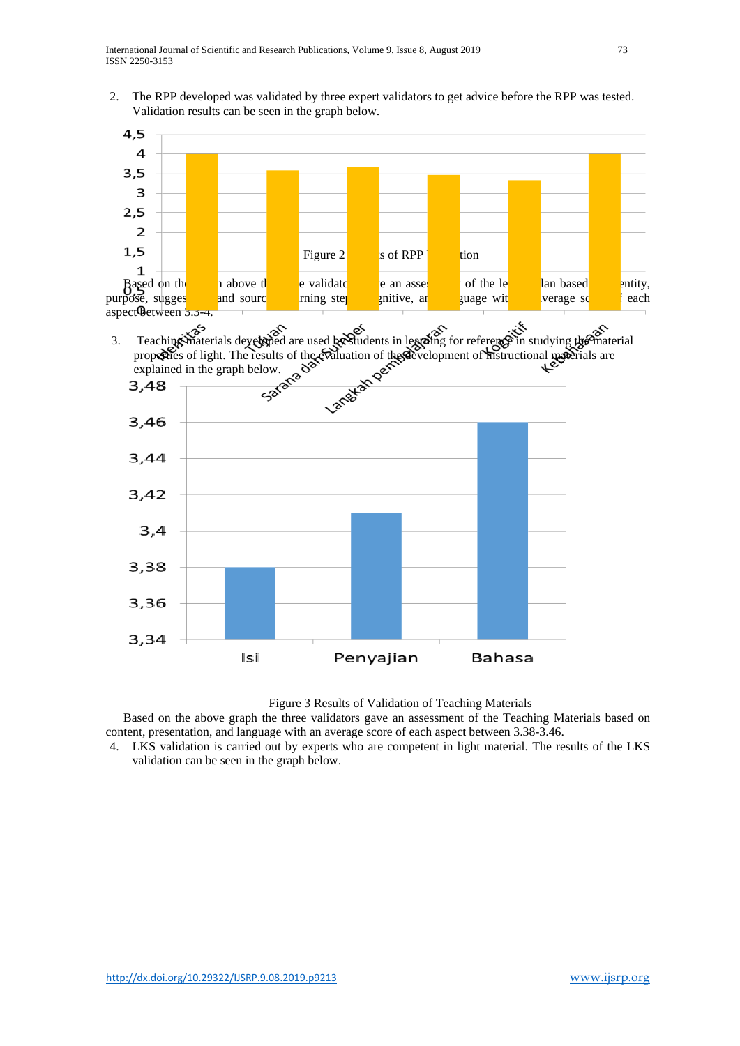2. The RPP developed was validated by three expert validators to get advice before the RPP was tested. Validation results can be seen in the graph below.

Figure 2 Results of RPP Validation

Based on the above the validators gave an assessment of the learning plan based on identity, purpose, suggestions and sources, learning steps, cognitive, and language with an average score of each aspect between 3.3-4.

3. Teaching materials developed are used by students in learning for reference in studying the material properties of light. The results of the evaluation of the development of instructional materials are explained in the graph below.

Figure 3 Results of Validation of Teaching Materials

Based on the above graph the three validators gave an assessment of the Teaching Materials based on content, presentation, and language with an average score of each aspect between 3.38-3.46.

4. LKS validation is carried out by experts who are competent in light material. The results of the LKS validation can be seen in the graph below.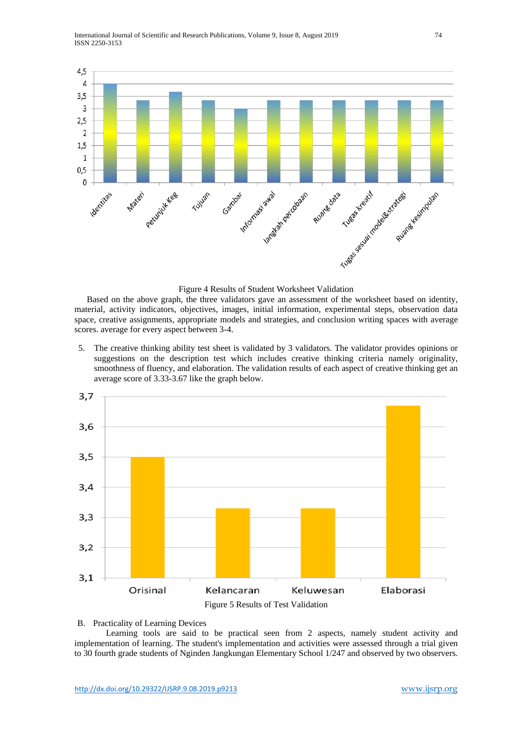Figure 4 Results of Student Worksheet Validation

Based on the above graph, the three validators gave an assessment of the worksheet based on identity, material, activity indicators, objectives, images, initial information, experimental steps, observation data space, creative assignments, appropriate models and strategies, and conclusion writing spaces with average scores. average for every aspect between 3-4.

5. The creative thinking ability test sheet is validated by 3 validators. The validator provides opinions or suggestions on the description test which includes creative thinking criteria namely originality, smoothness of fluency, and elaboration. The validation results of each aspect of creative thinking get an average score of 3.33-3.67 like the graph below.

Figure 5 Results of Test Validation

B. Practicality of Learning Devices

Learning tools are said to be practical seen from 2 aspects, namely student activity and implementation of learning. The student's implementation and activities were assessed through a trial given to 30 fourth grade students of Nginden Jangkungan Elementary School 1/247 and observed by two observers.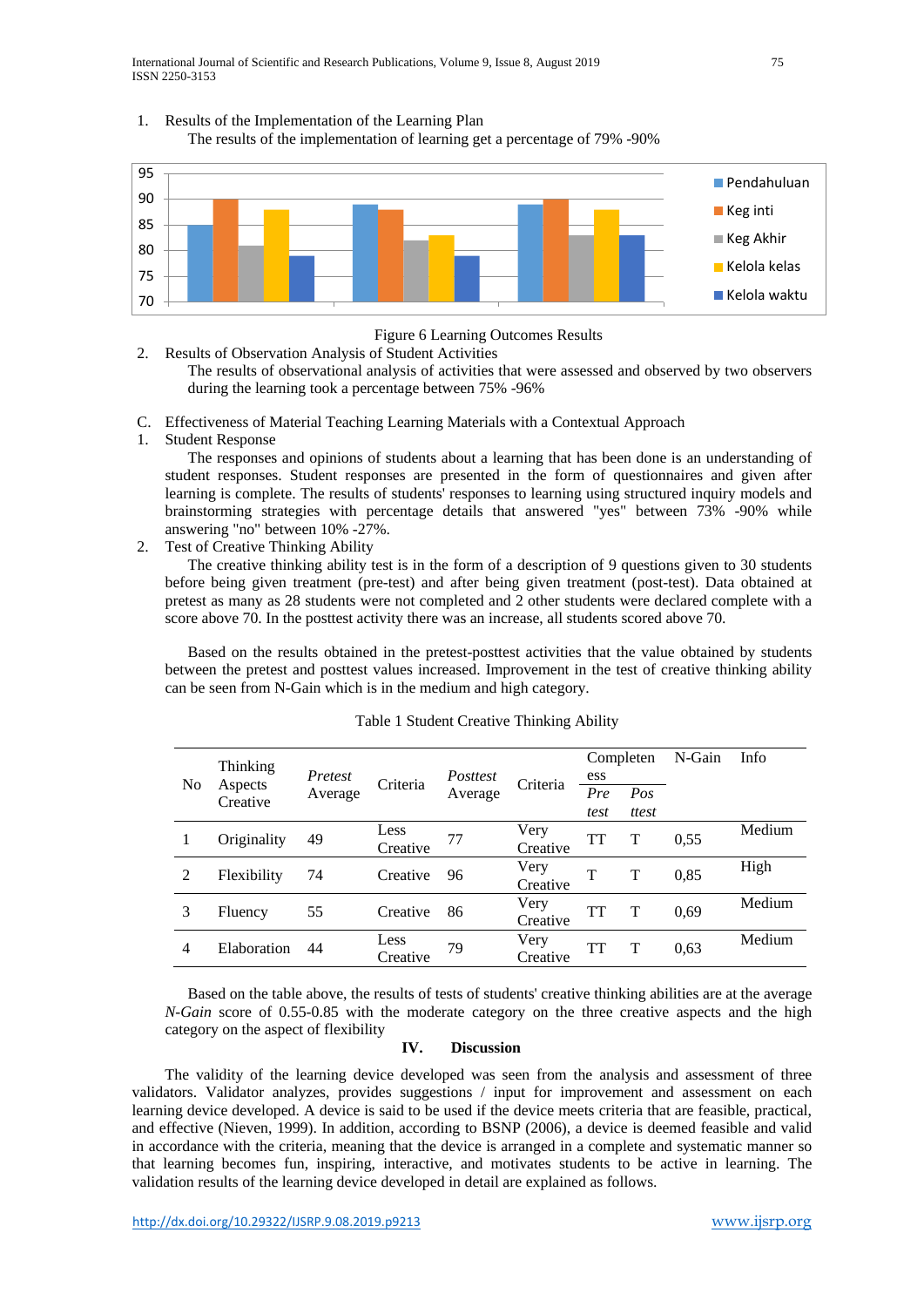1. Results of the Implementation of the Learning Plan

   The results of the implementation of learning get a percentage of 79% -90%

Figure 6 Learning Outcomes Results

2. Results of Observation Analysis of Student Activities

   The results of observational analysis of activities that were assessed and observed by two observers during the learning took a percentage between 75% -96%

C. Effectiveness of Material Teaching Learning Materials with a Contextual Approach

1. Student Response

   The responses and opinions of students about a learning that has been done is an understanding of student responses. Student responses are presented in the form of questionnaires and given after learning is complete. The results of students' responses to learning using structured inquiry models and brainstorming strategies with percentage details that answered "yes" between 73% -90% while answering "no" between 10% -27%.

2. Test of Creative Thinking Ability

   The creative thinking ability test is in the form of a description of 9 questions given to 30 students before being given treatment (pre-test) and after being given treatment (post-test). Data obtained at pretest as many as 28 students were not completed and 2 other students were declared complete with a score above 70. In the posttest activity there was an increase, all students scored above 70.

   Based on the results obtained in the pretest-posttest activities that the value obtained by students between the pretest and posttest values increased. Improvement in the test of creative thinking ability can be seen from N-Gain which is in the medium and high category.

Table 1 Student Creative Thinking Ability

| No | Thinking Aspects Creative | *Pretest* Average | Criteria | *Posttest* Average | Criteria | Completeness | | N-Gain | Info |
|---|---|---|---|---|---|---|---|---|---|
| | | | | | | *Pre test* | *Pos ttest* | | |
| 1 | Originality | 49 | Less Creative | 77 | Very Creative | TT | T | 0,55 | Medium |
| 2 | Flexibility | 74 | Creative | 96 | Very Creative | T | T | 0,85 | High |
| 3 | Fluency | 55 | Creative | 86 | Very Creative | TT | T | 0,69 | Medium |
| 4 | Elaboration | 44 | Less Creative | 79 | Very Creative | TT | T | 0,63 | Medium |

Based on the table above, the results of tests of students' creative thinking abilities are at the average *N-Gain* score of 0.55-0.85 with the moderate category on the three creative aspects and the high category on the aspect of flexibility

## IV. Discussion

The validity of the learning device developed was seen from the analysis and assessment of three validators. Validator analyzes, provides suggestions / input for improvement and assessment on each learning device developed. A device is said to be used if the device meets criteria that are feasible, practical, and effective (Nieven, 1999). In addition, according to BSNP (2006), a device is deemed feasible and valid in accordance with the criteria, meaning that the device is arranged in a complete and systematic manner so that learning becomes fun, inspiring, interactive, and motivates students to be active in learning. The validation results of the learning device developed in detail are explained as follows.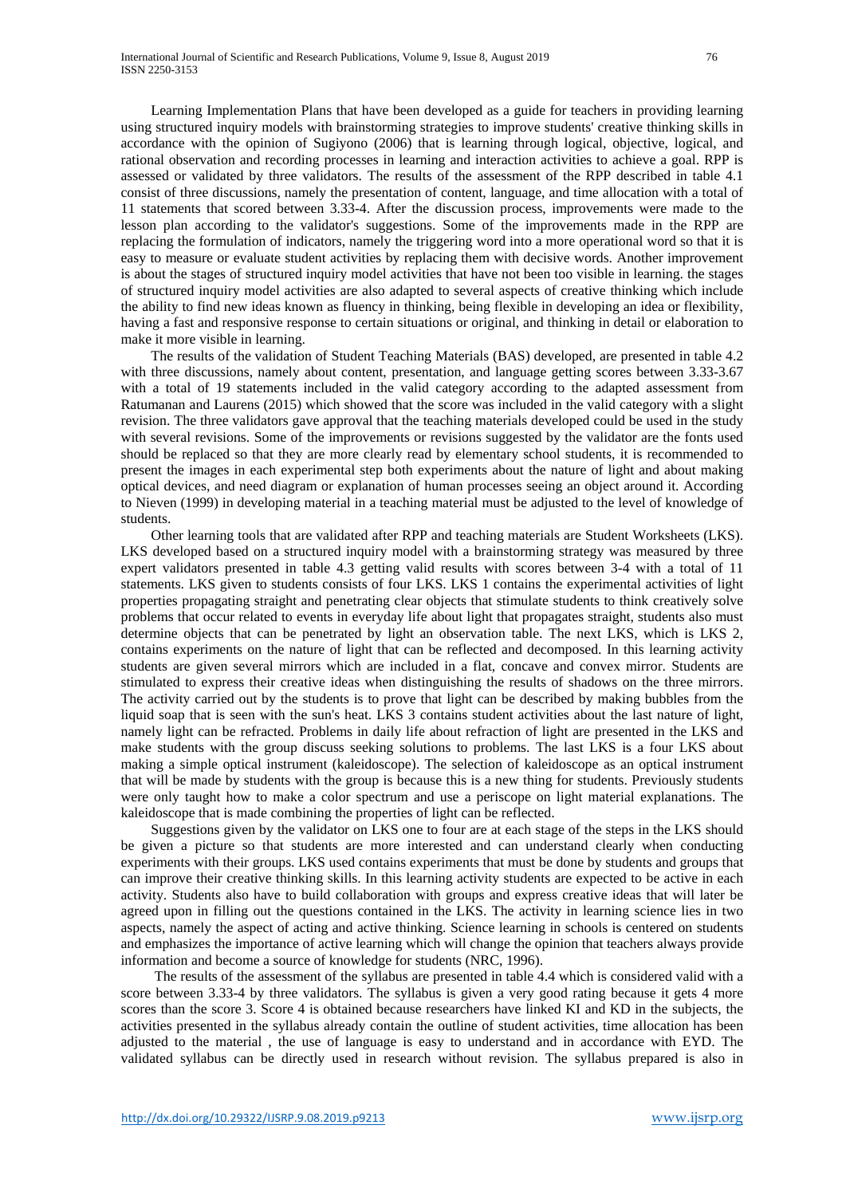Learning Implementation Plans that have been developed as a guide for teachers in providing learning using structured inquiry models with brainstorming strategies to improve students' creative thinking skills in accordance with the opinion of Sugiyono (2006) that is learning through logical, objective, logical, and rational observation and recording processes in learning and interaction activities to achieve a goal. RPP is assessed or validated by three validators. The results of the assessment of the RPP described in table 4.1 consist of three discussions, namely the presentation of content, language, and time allocation with a total of 11 statements that scored between 3.33-4. After the discussion process, improvements were made to the lesson plan according to the validator's suggestions. Some of the improvements made in the RPP are replacing the formulation of indicators, namely the triggering word into a more operational word so that it is easy to measure or evaluate student activities by replacing them with decisive words. Another improvement is about the stages of structured inquiry model activities that have not been too visible in learning. the stages of structured inquiry model activities are also adapted to several aspects of creative thinking which include the ability to find new ideas known as fluency in thinking, being flexible in developing an idea or flexibility, having a fast and responsive response to certain situations or original, and thinking in detail or elaboration to make it more visible in learning.

The results of the validation of Student Teaching Materials (BAS) developed, are presented in table 4.2 with three discussions, namely about content, presentation, and language getting scores between 3.33-3.67 with a total of 19 statements included in the valid category according to the adapted assessment from Ratumanan and Laurens (2015) which showed that the score was included in the valid category with a slight revision. The three validators gave approval that the teaching materials developed could be used in the study with several revisions. Some of the improvements or revisions suggested by the validator are the fonts used should be replaced so that they are more clearly read by elementary school students, it is recommended to present the images in each experimental step both experiments about the nature of light and about making optical devices, and need diagram or explanation of human processes seeing an object around it. According to Nieven (1999) in developing material in a teaching material must be adjusted to the level of knowledge of students.

Other learning tools that are validated after RPP and teaching materials are Student Worksheets (LKS). LKS developed based on a structured inquiry model with a brainstorming strategy was measured by three expert validators presented in table 4.3 getting valid results with scores between 3-4 with a total of 11 statements. LKS given to students consists of four LKS. LKS 1 contains the experimental activities of light properties propagating straight and penetrating clear objects that stimulate students to think creatively solve problems that occur related to events in everyday life about light that propagates straight, students also must determine objects that can be penetrated by light an observation table. The next LKS, which is LKS 2, contains experiments on the nature of light that can be reflected and decomposed. In this learning activity students are given several mirrors which are included in a flat, concave and convex mirror. Students are stimulated to express their creative ideas when distinguishing the results of shadows on the three mirrors. The activity carried out by the students is to prove that light can be described by making bubbles from the liquid soap that is seen with the sun's heat. LKS 3 contains student activities about the last nature of light, namely light can be refracted. Problems in daily life about refraction of light are presented in the LKS and make students with the group discuss seeking solutions to problems. The last LKS is a four LKS about making a simple optical instrument (kaleidoscope). The selection of kaleidoscope as an optical instrument that will be made by students with the group is because this is a new thing for students. Previously students were only taught how to make a color spectrum and use a periscope on light material explanations. The kaleidoscope that is made combining the properties of light can be reflected.

Suggestions given by the validator on LKS one to four are at each stage of the steps in the LKS should be given a picture so that students are more interested and can understand clearly when conducting experiments with their groups. LKS used contains experiments that must be done by students and groups that can improve their creative thinking skills. In this learning activity students are expected to be active in each activity. Students also have to build collaboration with groups and express creative ideas that will later be agreed upon in filling out the questions contained in the LKS. The activity in learning science lies in two aspects, namely the aspect of acting and active thinking. Science learning in schools is centered on students and emphasizes the importance of active learning which will change the opinion that teachers always provide information and become a source of knowledge for students (NRC, 1996).

The results of the assessment of the syllabus are presented in table 4.4 which is considered valid with a score between 3.33-4 by three validators. The syllabus is given a very good rating because it gets 4 more scores than the score 3. Score 4 is obtained because researchers have linked KI and KD in the subjects, the activities presented in the syllabus already contain the outline of student activities, time allocation has been adjusted to the material , the use of language is easy to understand and in accordance with EYD. The validated syllabus can be directly used in research without revision. The syllabus prepared is also in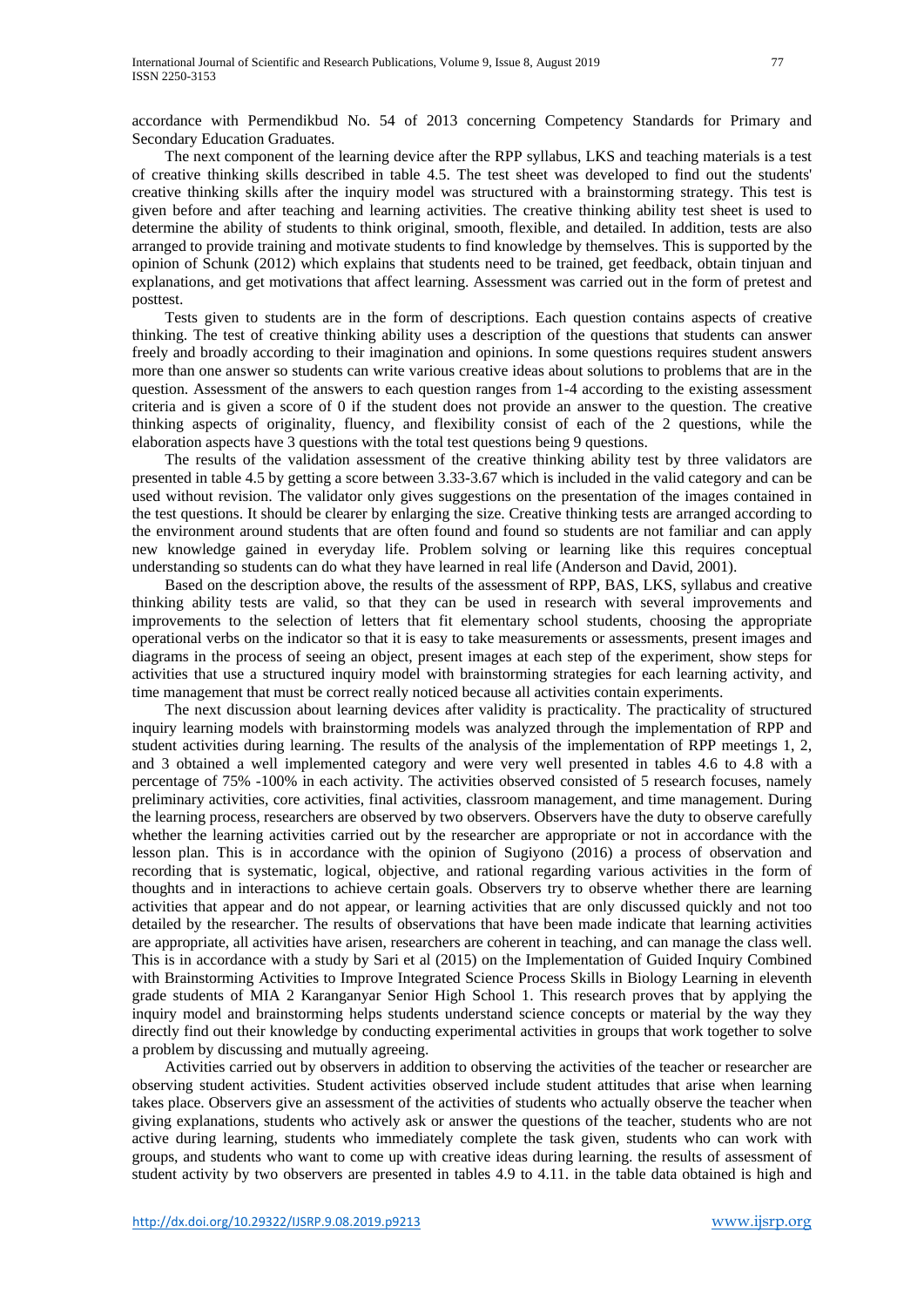accordance with Permendikbud No. 54 of 2013 concerning Competency Standards for Primary and Secondary Education Graduates.

The next component of the learning device after the RPP syllabus, LKS and teaching materials is a test of creative thinking skills described in table 4.5. The test sheet was developed to find out the students' creative thinking skills after the inquiry model was structured with a brainstorming strategy. This test is given before and after teaching and learning activities. The creative thinking ability test sheet is used to determine the ability of students to think original, smooth, flexible, and detailed. In addition, tests are also arranged to provide training and motivate students to find knowledge by themselves. This is supported by the opinion of Schunk (2012) which explains that students need to be trained, get feedback, obtain tinjuan and explanations, and get motivations that affect learning. Assessment was carried out in the form of pretest and posttest.

Tests given to students are in the form of descriptions. Each question contains aspects of creative thinking. The test of creative thinking ability uses a description of the questions that students can answer freely and broadly according to their imagination and opinions. In some questions requires student answers more than one answer so students can write various creative ideas about solutions to problems that are in the question. Assessment of the answers to each question ranges from 1-4 according to the existing assessment criteria and is given a score of 0 if the student does not provide an answer to the question. The creative thinking aspects of originality, fluency, and flexibility consist of each of the 2 questions, while the elaboration aspects have 3 questions with the total test questions being 9 questions.

The results of the validation assessment of the creative thinking ability test by three validators are presented in table 4.5 by getting a score between 3.33-3.67 which is included in the valid category and can be used without revision. The validator only gives suggestions on the presentation of the images contained in the test questions. It should be clearer by enlarging the size. Creative thinking tests are arranged according to the environment around students that are often found and found so students are not familiar and can apply new knowledge gained in everyday life. Problem solving or learning like this requires conceptual understanding so students can do what they have learned in real life (Anderson and David, 2001).

Based on the description above, the results of the assessment of RPP, BAS, LKS, syllabus and creative thinking ability tests are valid, so that they can be used in research with several improvements and improvements to the selection of letters that fit elementary school students, choosing the appropriate operational verbs on the indicator so that it is easy to take measurements or assessments, present images and diagrams in the process of seeing an object, present images at each step of the experiment, show steps for activities that use a structured inquiry model with brainstorming strategies for each learning activity, and time management that must be correct really noticed because all activities contain experiments.

The next discussion about learning devices after validity is practicality. The practicality of structured inquiry learning models with brainstorming models was analyzed through the implementation of RPP and student activities during learning. The results of the analysis of the implementation of RPP meetings 1, 2, and 3 obtained a well implemented category and were very well presented in tables 4.6 to 4.8 with a percentage of 75% -100% in each activity. The activities observed consisted of 5 research focuses, namely preliminary activities, core activities, final activities, classroom management, and time management. During the learning process, researchers are observed by two observers. Observers have the duty to observe carefully whether the learning activities carried out by the researcher are appropriate or not in accordance with the lesson plan. This is in accordance with the opinion of Sugiyono (2016) a process of observation and recording that is systematic, logical, objective, and rational regarding various activities in the form of thoughts and in interactions to achieve certain goals. Observers try to observe whether there are learning activities that appear and do not appear, or learning activities that are only discussed quickly and not too detailed by the researcher. The results of observations that have been made indicate that learning activities are appropriate, all activities have arisen, researchers are coherent in teaching, and can manage the class well. This is in accordance with a study by Sari et al (2015) on the Implementation of Guided Inquiry Combined with Brainstorming Activities to Improve Integrated Science Process Skills in Biology Learning in eleventh grade students of MIA 2 Karanganyar Senior High School 1. This research proves that by applying the inquiry model and brainstorming helps students understand science concepts or material by the way they directly find out their knowledge by conducting experimental activities in groups that work together to solve a problem by discussing and mutually agreeing.

Activities carried out by observers in addition to observing the activities of the teacher or researcher are observing student activities. Student activities observed include student attitudes that arise when learning takes place. Observers give an assessment of the activities of students who actually observe the teacher when giving explanations, students who actively ask or answer the questions of the teacher, students who are not active during learning, students who immediately complete the task given, students who can work with groups, and students who want to come up with creative ideas during learning. the results of assessment of student activity by two observers are presented in tables 4.9 to 4.11. in the table data obtained is high and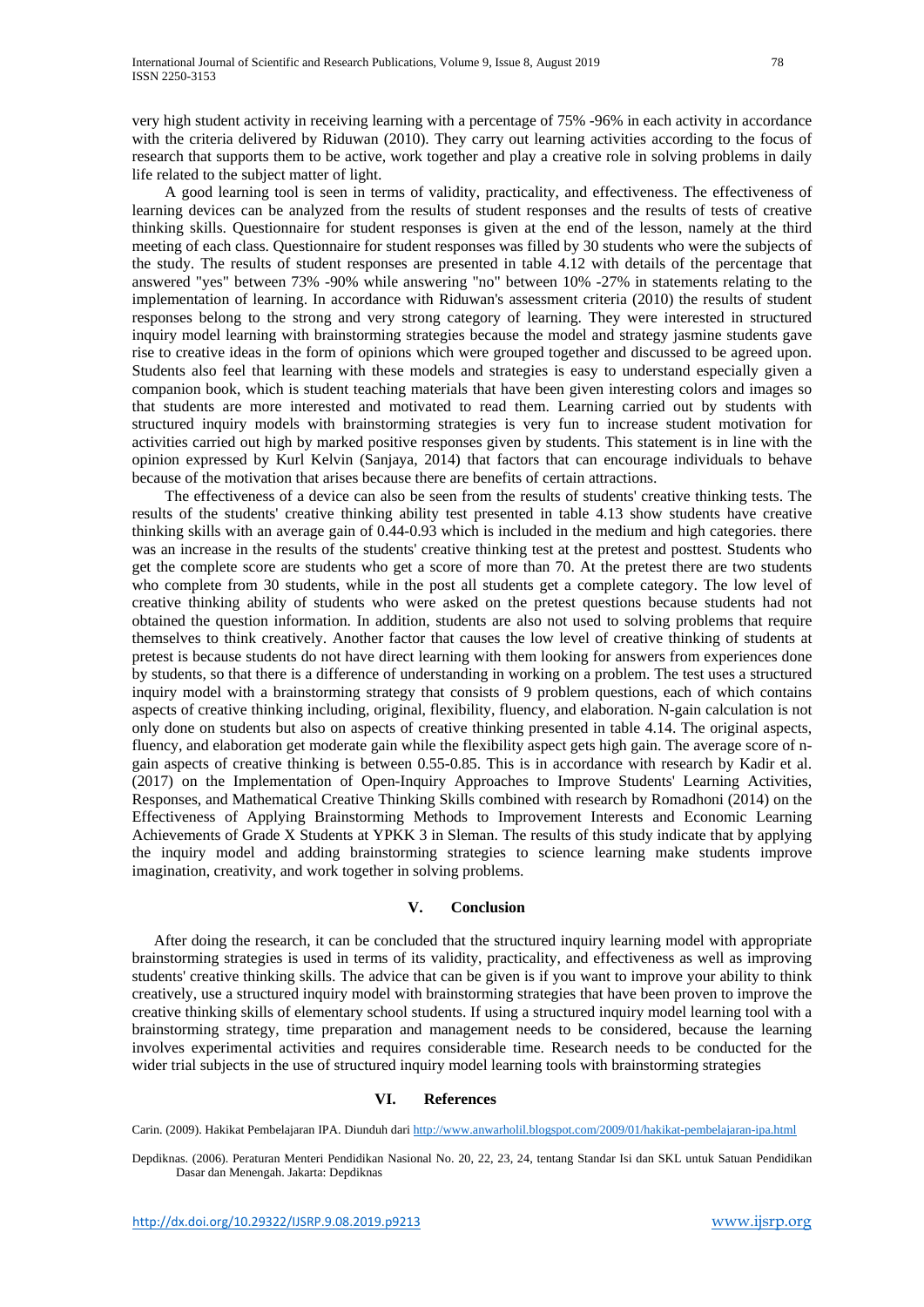very high student activity in receiving learning with a percentage of 75% -96% in each activity in accordance with the criteria delivered by Riduwan (2010). They carry out learning activities according to the focus of research that supports them to be active, work together and play a creative role in solving problems in daily life related to the subject matter of light.

A good learning tool is seen in terms of validity, practicality, and effectiveness. The effectiveness of learning devices can be analyzed from the results of student responses and the results of tests of creative thinking skills. Questionnaire for student responses is given at the end of the lesson, namely at the third meeting of each class. Questionnaire for student responses was filled by 30 students who were the subjects of the study. The results of student responses are presented in table 4.12 with details of the percentage that answered "yes" between 73% -90% while answering "no" between 10% -27% in statements relating to the implementation of learning. In accordance with Riduwan's assessment criteria (2010) the results of student responses belong to the strong and very strong category of learning. They were interested in structured inquiry model learning with brainstorming strategies because the model and strategy jasmine students gave rise to creative ideas in the form of opinions which were grouped together and discussed to be agreed upon. Students also feel that learning with these models and strategies is easy to understand especially given a companion book, which is student teaching materials that have been given interesting colors and images so that students are more interested and motivated to read them. Learning carried out by students with structured inquiry models with brainstorming strategies is very fun to increase student motivation for activities carried out high by marked positive responses given by students. This statement is in line with the opinion expressed by Kurl Kelvin (Sanjaya, 2014) that factors that can encourage individuals to behave because of the motivation that arises because there are benefits of certain attractions.

The effectiveness of a device can also be seen from the results of students' creative thinking tests. The results of the students' creative thinking ability test presented in table 4.13 show students have creative thinking skills with an average gain of 0.44-0.93 which is included in the medium and high categories. there was an increase in the results of the students' creative thinking test at the pretest and posttest. Students who get the complete score are students who get a score of more than 70. At the pretest there are two students who complete from 30 students, while in the post all students get a complete category. The low level of creative thinking ability of students who were asked on the pretest questions because students had not obtained the question information. In addition, students are also not used to solving problems that require themselves to think creatively. Another factor that causes the low level of creative thinking of students at pretest is because students do not have direct learning with them looking for answers from experiences done by students, so that there is a difference of understanding in working on a problem. The test uses a structured inquiry model with a brainstorming strategy that consists of 9 problem questions, each of which contains aspects of creative thinking including, original, flexibility, fluency, and elaboration. N-gain calculation is not only done on students but also on aspects of creative thinking presented in table 4.14. The original aspects, fluency, and elaboration get moderate gain while the flexibility aspect gets high gain. The average score of n-gain aspects of creative thinking is between 0.55-0.85. This is in accordance with research by Kadir et al. (2017) on the Implementation of Open-Inquiry Approaches to Improve Students' Learning Activities, Responses, and Mathematical Creative Thinking Skills combined with research by Romadhoni (2014) on the Effectiveness of Applying Brainstorming Methods to Improvement Interests and Economic Learning Achievements of Grade X Students at YPKK 3 in Sleman. The results of this study indicate that by applying the inquiry model and adding brainstorming strategies to science learning make students improve imagination, creativity, and work together in solving problems.

## V. Conclusion

After doing the research, it can be concluded that the structured inquiry learning model with appropriate brainstorming strategies is used in terms of its validity, practicality, and effectiveness as well as improving students' creative thinking skills. The advice that can be given is if you want to improve your ability to think creatively, use a structured inquiry model with brainstorming strategies that have been proven to improve the creative thinking skills of elementary school students. If using a structured inquiry model learning tool with a brainstorming strategy, time preparation and management needs to be considered, because the learning involves experimental activities and requires considerable time. Research needs to be conducted for the wider trial subjects in the use of structured inquiry model learning tools with brainstorming strategies

## VI. References

Carin. (2009). Hakikat Pembelajaran IPA. Diunduh dari http://www.anwarholil.blogspot.com/2009/01/hakikat-pembelajaran-ipa.html

Depdiknas. (2006). Peraturan Menteri Pendidikan Nasional No. 20, 22, 23, 24, tentang Standar Isi dan SKL untuk Satuan Pendidikan Dasar dan Menengah. Jakarta: Depdiknas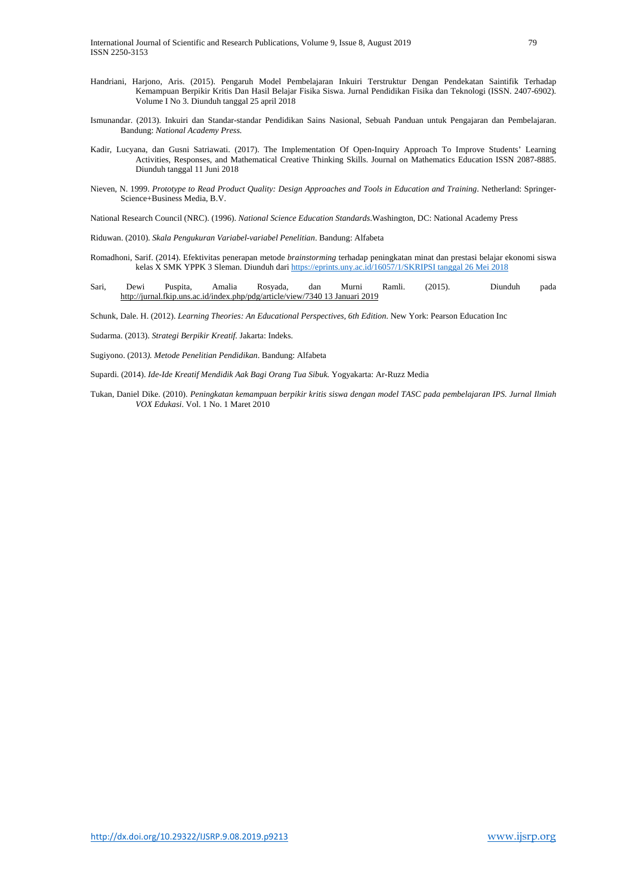Handriani, Harjono, Aris. (2015). Pengaruh Model Pembelajaran Inkuiri Terstruktur Dengan Pendekatan Saintifik Terhadap Kemampuan Berpikir Kritis Dan Hasil Belajar Fisika Siswa. Jurnal Pendidikan Fisika dan Teknologi (ISSN. 2407-6902). Volume I No 3. Diunduh tanggal 25 april 2018

Ismunandar. (2013). Inkuiri dan Standar-standar Pendidikan Sains Nasional, Sebuah Panduan untuk Pengajaran dan Pembelajaran. Bandung: *National Academy Press.*

Kadir, Lucyana, dan Gusni Satriawati. (2017). The Implementation Of Open-Inquiry Approach To Improve Students' Learning Activities, Responses, and Mathematical Creative Thinking Skills. Journal on Mathematics Education ISSN 2087-8885. Diunduh tanggal 11 Juni 2018

Nieven, N. 1999. *Prototype to Read Product Quality: Design Approaches and Tools in Education and Training*. Netherland: Springer-Science+Business Media, B.V.

National Research Council (NRC). (1996). *National Science Education Standards*.Washington, DC: National Academy Press

Riduwan. (2010). *Skala Pengukuran Variabel-variabel Penelitian*. Bandung: Alfabeta

Romadhoni, Sarif. (2014). Efektivitas penerapan metode *brainstorming* terhadap peningkatan minat dan prestasi belajar ekonomi siswa kelas X SMK YPPK 3 Sleman. Diunduh dari https://eprints.uny.ac.id/16057/1/SKRIPSI tanggal 26 Mei 2018

Sari, Dewi Puspita, Amalia Rosyada, dan Murni Ramli. (2015). Diunduh pada http://jurnal.fkip.uns.ac.id/index.php/pdg/article/view/7340 13 Januari 2019

Schunk, Dale. H. (2012). *Learning Theories: An Educational Perspectives, 6th Edition*. New York: Pearson Education Inc

Sudarma. (2013). *Strategi Berpikir Kreatif.* Jakarta: Indeks.

Sugiyono. (2013*). Metode Penelitian Pendidikan*. Bandung: Alfabeta

Supardi. (2014). *Ide-Ide Kreatif Mendidik Aak Bagi Orang Tua Sibuk.* Yogyakarta: Ar-Ruzz Media

Tukan, Daniel Dike. (2010). *Peningkatan kemampuan berpikir kritis siswa dengan model TASC pada pembelajaran IPS. Jurnal Ilmiah VOX Edukasi*. Vol. 1 No. 1 Maret 2010